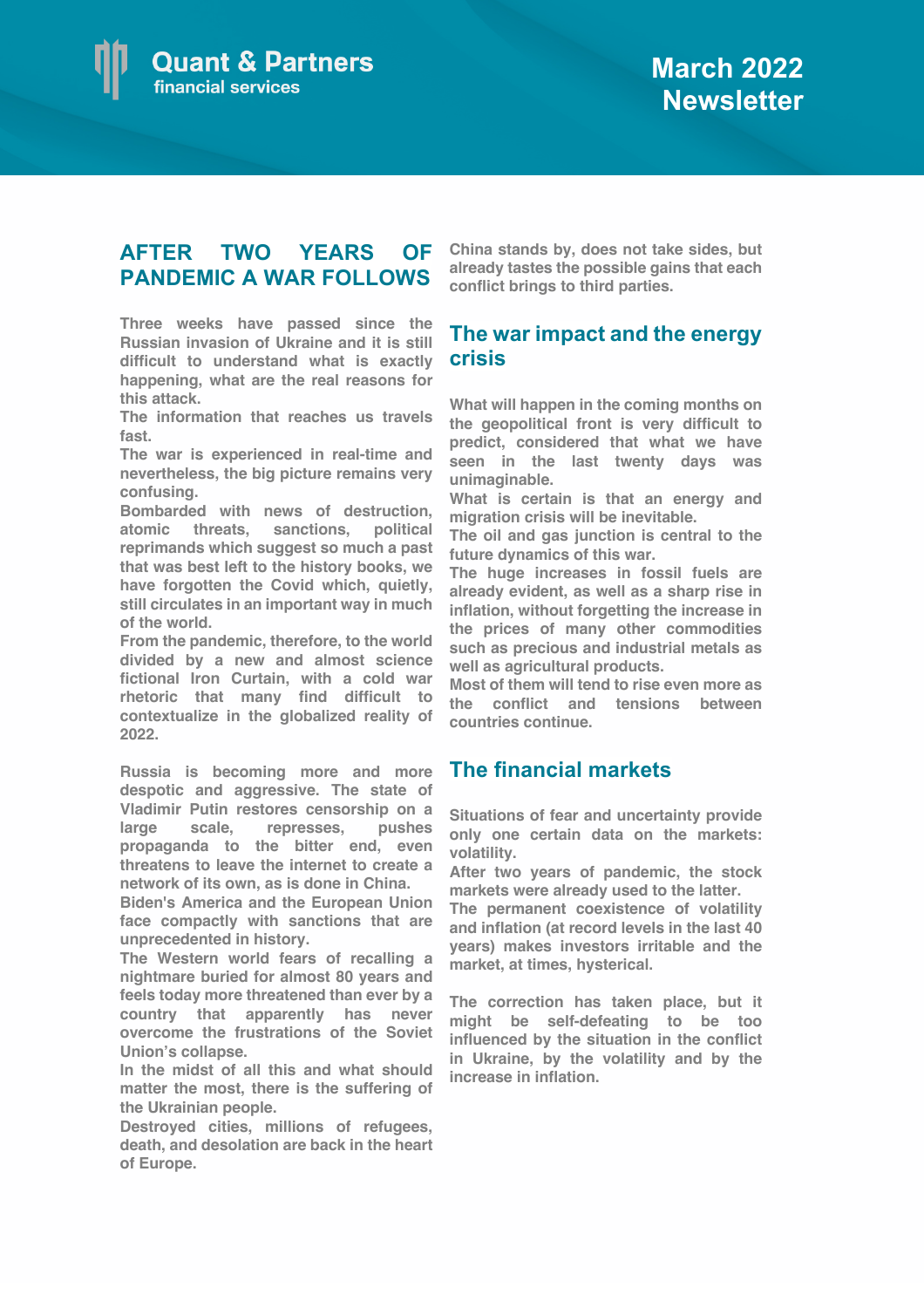# Quant & Partners
financial services

## March 2022 Newsletter

## AFTER TWO YEARS OF PANDEMIC A WAR FOLLOWS

Three weeks have passed since the Russian invasion of Ukraine and it is still difficult to understand what is exactly happening, what are the real reasons for this attack.
The information that reaches us travels fast.
The war is experienced in real-time and nevertheless, the big picture remains very confusing.
Bombarded with news of destruction, atomic threats, sanctions, political reprimands which suggest so much a past that was best left to the history books, we have forgotten the Covid which, quietly, still circulates in an important way in much of the world.
From the pandemic, therefore, to the world divided by a new and almost science fictional Iron Curtain, with a cold war rhetoric that many find difficult to contextualize in the globalized reality of 2022.

Russia is becoming more and more despotic and aggressive. The state of Vladimir Putin restores censorship on a large scale, represses, pushes propaganda to the bitter end, even threatens to leave the internet to create a network of its own, as is done in China.
Biden's America and the European Union face compactly with sanctions that are unprecedented in history.
The Western world fears of recalling a nightmare buried for almost 80 years and feels today more threatened than ever by a country that apparently has never overcome the frustrations of the Soviet Union's collapse.
In the midst of all this and what should matter the most, there is the suffering of the Ukrainian people.
Destroyed cities, millions of refugees, death, and desolation are back in the heart of Europe.
China stands by, does not take sides, but already tastes the possible gains that each conflict brings to third parties.

## The war impact and the energy crisis

What will happen in the coming months on the geopolitical front is very difficult to predict, considered that what we have seen in the last twenty days was unimaginable.
What is certain is that an energy and migration crisis will be inevitable.
The oil and gas junction is central to the future dynamics of this war.
The huge increases in fossil fuels are already evident, as well as a sharp rise in inflation, without forgetting the increase in the prices of many other commodities such as precious and industrial metals as well as agricultural products.
Most of them will tend to rise even more as the conflict and tensions between countries continue.

## The financial markets

Situations of fear and uncertainty provide only one certain data on the markets: volatility.
After two years of pandemic, the stock markets were already used to the latter.
The permanent coexistence of volatility and inflation (at record levels in the last 40 years) makes investors irritable and the market, at times, hysterical.

The correction has taken place, but it might be self-defeating to be too influenced by the situation in the conflict in Ukraine, by the volatility and by the increase in inflation.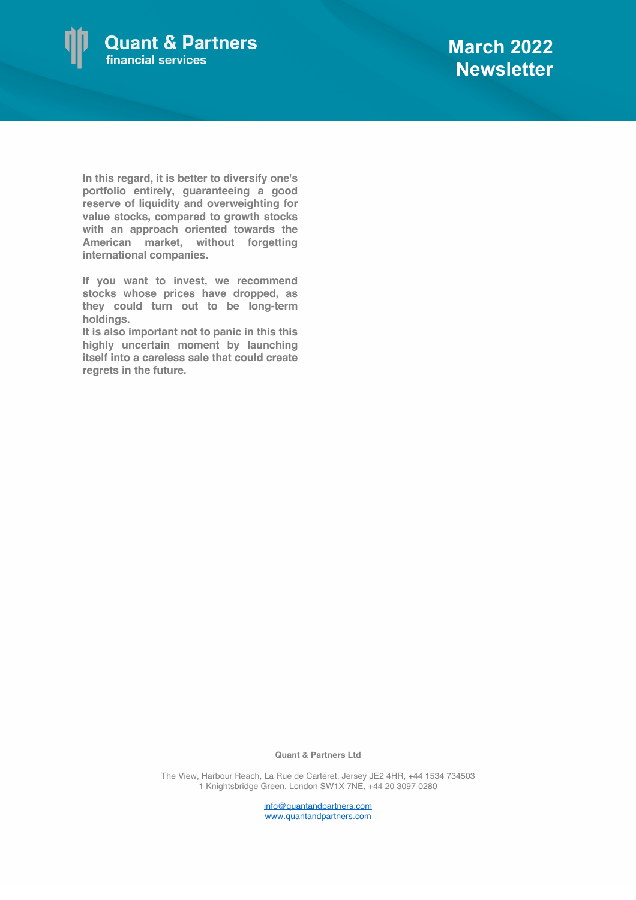**In this regard, it is better to diversify one's portfolio entirely, guaranteeing a good reserve of liquidity and overweighting for value stocks, compared to growth stocks with an approach oriented towards the American market, without forgetting international companies.**

**If you want to invest, we recommend stocks whose prices have dropped, as they could turn out to be long-term holdings.**
**It is also important not to panic in this this highly uncertain moment by launching itself into a careless sale that could create regrets in the future.**

**Quant & Partners Ltd**

The View, Harbour Reach, La Rue de Carteret, Jersey JE2 4HR, +44 1534 734503
1 Knightsbridge Green, London SW1X 7NE, +44 20 3097 0280

info@quantandpartners.com
www.quantandpartners.com